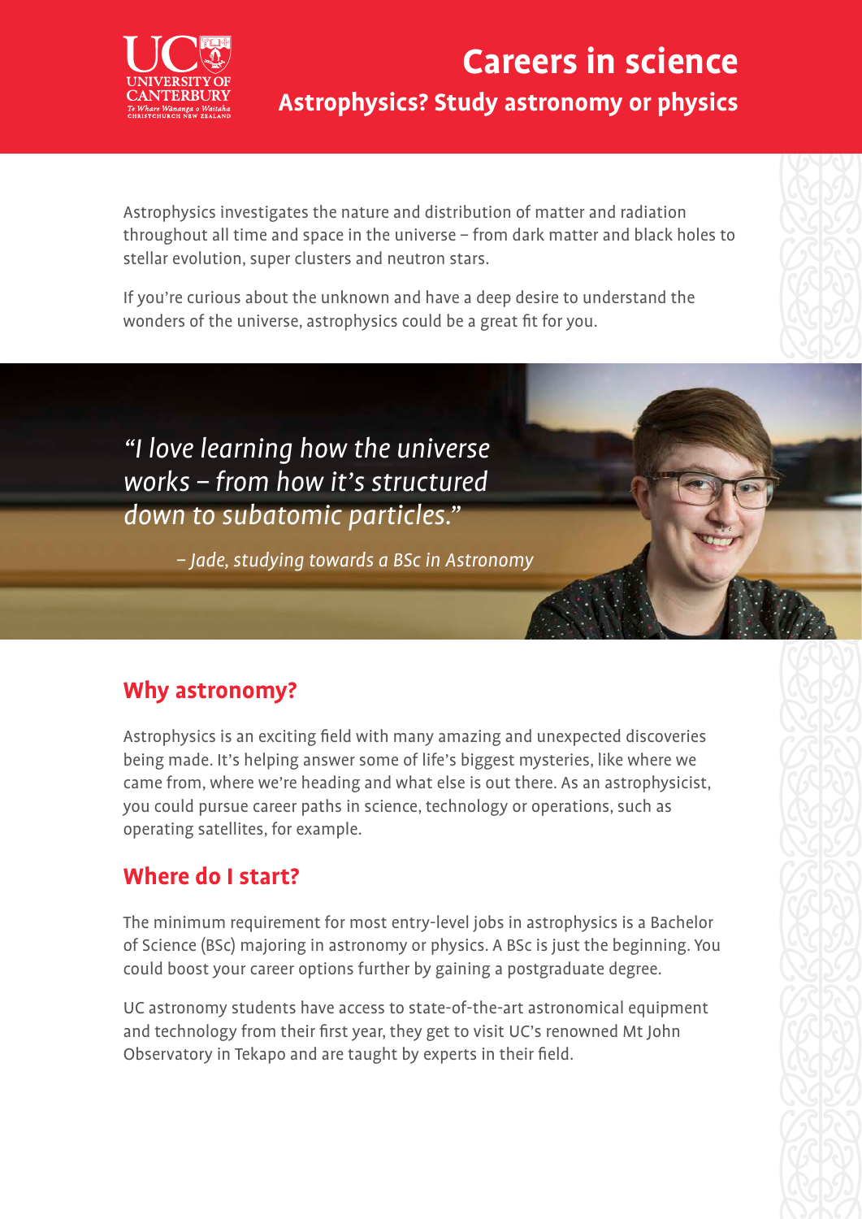# Careers in science

## Astrophysics? Study astronomy or physics

Astrophysics investigates the nature and distribution of matter and radiation throughout all time and space in the universe – from dark matter and black holes to stellar evolution, super clusters and neutron stars.

If you're curious about the unknown and have a deep desire to understand the wonders of the universe, astrophysics could be a great fit for you.

*"I love learning how the universe works – from how it's structured down to subatomic particles."*

*– Jade, studying towards a BSc in Astronomy*

## Why astronomy?

Astrophysics is an exciting field with many amazing and unexpected discoveries being made. It's helping answer some of life's biggest mysteries, like where we came from, where we're heading and what else is out there. As an astrophysicist, you could pursue career paths in science, technology or operations, such as operating satellites, for example.

## Where do I start?

The minimum requirement for most entry-level jobs in astrophysics is a Bachelor of Science (BSc) majoring in astronomy or physics. A BSc is just the beginning. You could boost your career options further by gaining a postgraduate degree.

UC astronomy students have access to state-of-the-art astronomical equipment and technology from their first year, they get to visit UC's renowned Mt John Observatory in Tekapo and are taught by experts in their field.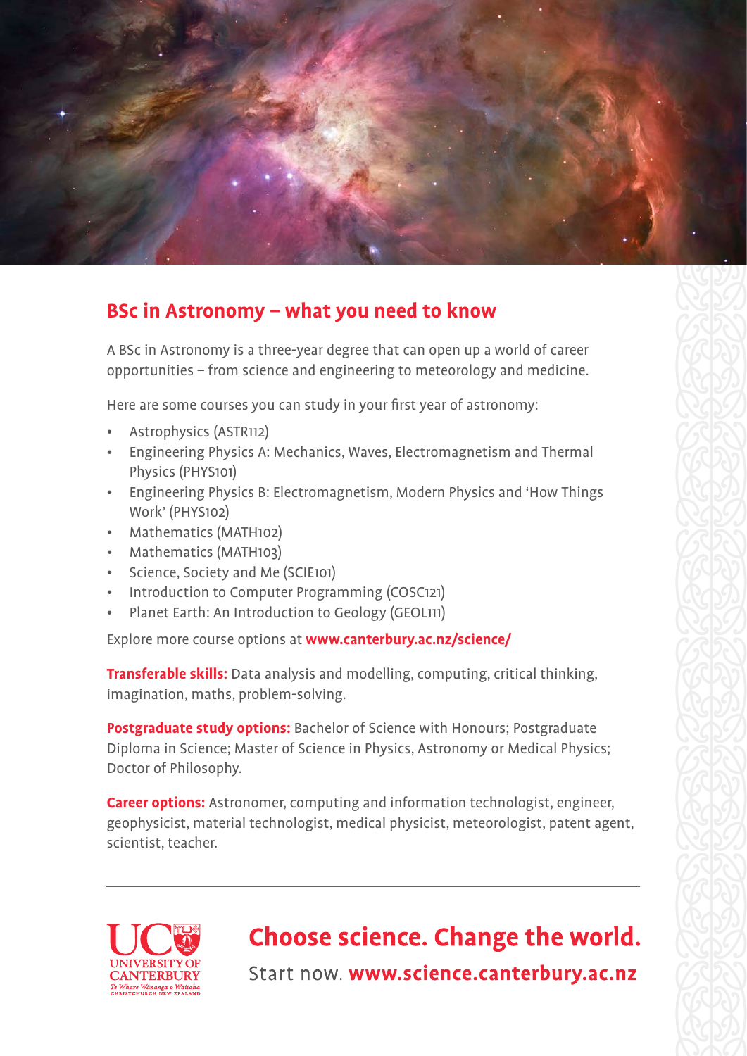## BSc in Astronomy – what you need to know

A BSc in Astronomy is a three-year degree that can open up a world of career opportunities – from science and engineering to meteorology and medicine.

Here are some courses you can study in your first year of astronomy:

- Astrophysics (ASTR112)
- Engineering Physics A: Mechanics, Waves, Electromagnetism and Thermal Physics (PHYS101)
- Engineering Physics B: Electromagnetism, Modern Physics and 'How Things Work' (PHYS102)
- Mathematics (MATH102)
- Mathematics (MATH103)
- Science, Society and Me (SCIE101)
- Introduction to Computer Programming (COSC121)
- Planet Earth: An Introduction to Geology (GEOL111)

Explore more course options at **www.canterbury.ac.nz/science/**

**Transferable skills:** Data analysis and modelling, computing, critical thinking, imagination, maths, problem-solving.

**Postgraduate study options:** Bachelor of Science with Honours; Postgraduate Diploma in Science; Master of Science in Physics, Astronomy or Medical Physics; Doctor of Philosophy.

**Career options:** Astronomer, computing and information technologist, engineer, geophysicist, material technologist, medical physicist, meteorologist, patent agent, scientist, teacher.

---

UC UNIVERSITY OF CANTERBURY
*Te Whare Wānanga o Waitaha*
CHRISTCHURCH NEW ZEALAND

**Choose science. Change the world.**

Start now. **www.science.canterbury.ac.nz**